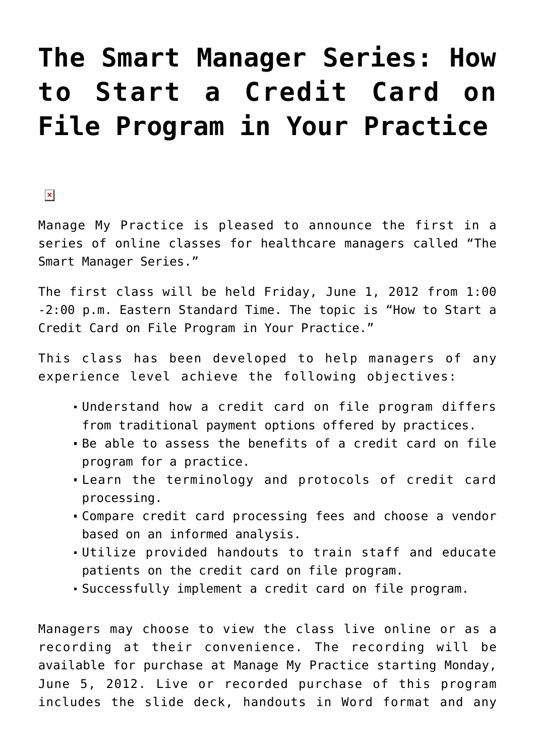# The Smart Manager Series: How to Start a Credit Card on File Program in Your Practice

Manage My Practice is pleased to announce the first in a series of online classes for healthcare managers called "The Smart Manager Series."

The first class will be held Friday, June 1, 2012 from 1:00 -2:00 p.m. Eastern Standard Time. The topic is "How to Start a Credit Card on File Program in Your Practice."

This class has been developed to help managers of any experience level achieve the following objectives:

- Understand how a credit card on file program differs from traditional payment options offered by practices.
- Be able to assess the benefits of a credit card on file program for a practice.
- Learn the terminology and protocols of credit card processing.
- Compare credit card processing fees and choose a vendor based on an informed analysis.
- Utilize provided handouts to train staff and educate patients on the credit card on file program.
- Successfully implement a credit card on file program.

Managers may choose to view the class live online or as a recording at their convenience. The recording will be available for purchase at Manage My Practice starting Monday, June 5, 2012. Live or recorded purchase of this program includes the slide deck, handouts in Word format and any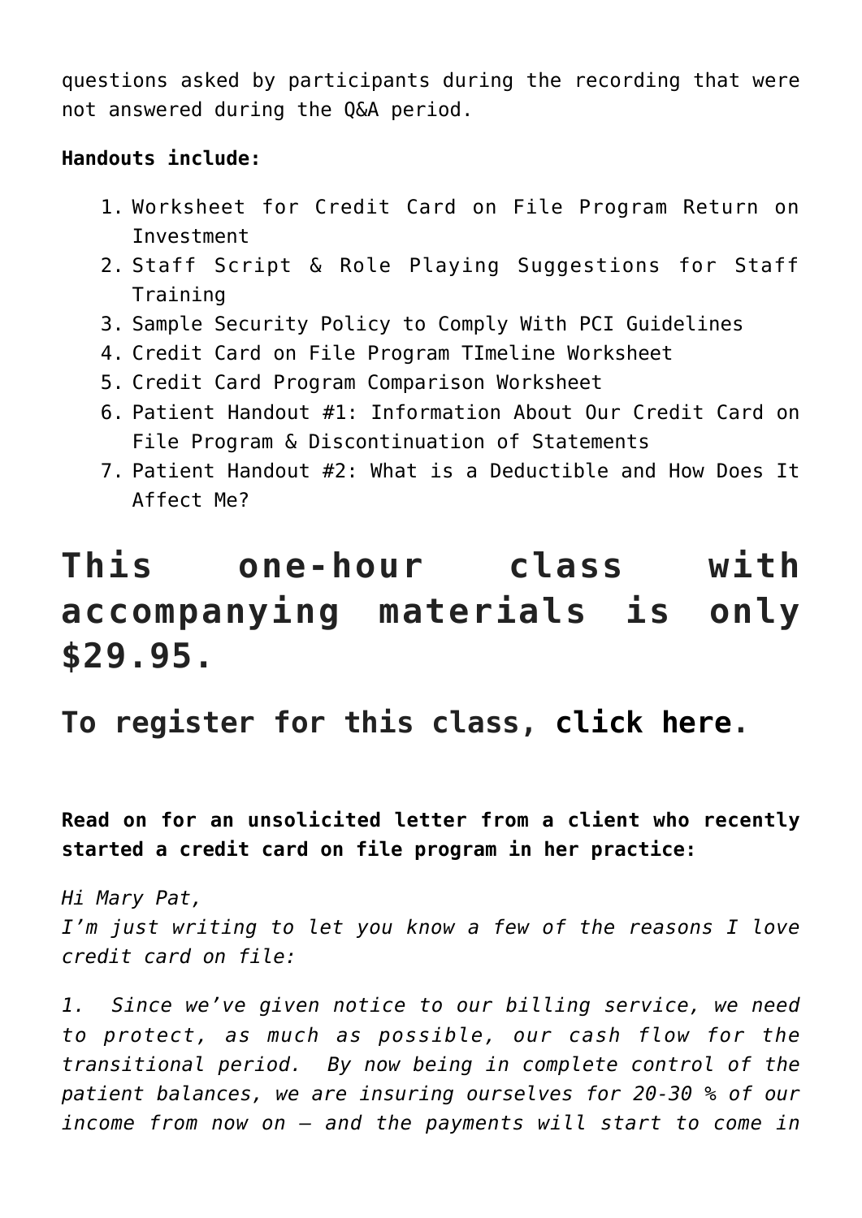questions asked by participants during the recording that were not answered during the Q&A period.

**Handouts include:**

1. Worksheet for Credit Card on File Program Return on Investment
2. Staff Script & Role Playing Suggestions for Staff Training
3. Sample Security Policy to Comply With PCI Guidelines
4. Credit Card on File Program TImeline Worksheet
5. Credit Card Program Comparison Worksheet
6. Patient Handout #1: Information About Our Credit Card on File Program & Discontinuation of Statements
7. Patient Handout #2: What is a Deductible and How Does It Affect Me?

# This one-hour class with accompanying materials is only $29.95.

## To register for this class, click here.

**Read on for an unsolicited letter from a client who recently started a credit card on file program in her practice:**

*Hi Mary Pat,*
*I'm just writing to let you know a few of the reasons I love credit card on file:*

*1. Since we've given notice to our billing service, we need to protect, as much as possible, our cash flow for the transitional period. By now being in complete control of the patient balances, we are insuring ourselves for 20-30 % of our income from now on – and the payments will start to come in*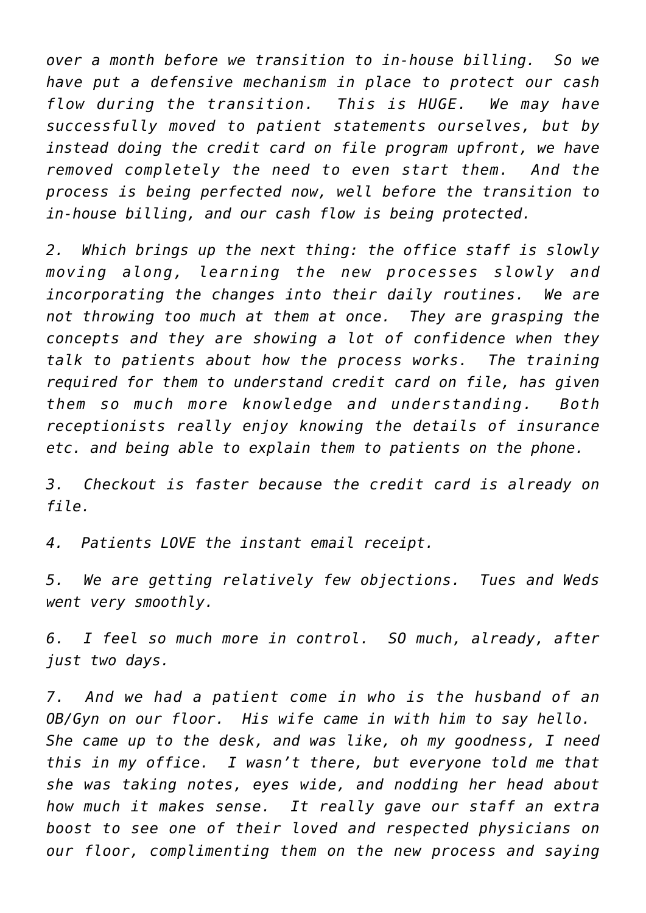*over a month before we transition to in-house billing. So we have put a defensive mechanism in place to protect our cash flow during the transition. This is HUGE. We may have successfully moved to patient statements ourselves, but by instead doing the credit card on file program upfront, we have removed completely the need to even start them. And the process is being perfected now, well before the transition to in-house billing, and our cash flow is being protected.*

*2. Which brings up the next thing: the office staff is slowly moving along, learning the new processes slowly and incorporating the changes into their daily routines. We are not throwing too much at them at once. They are grasping the concepts and they are showing a lot of confidence when they talk to patients about how the process works. The training required for them to understand credit card on file, has given them so much more knowledge and understanding. Both receptionists really enjoy knowing the details of insurance etc. and being able to explain them to patients on the phone.*

*3. Checkout is faster because the credit card is already on file.*

*4. Patients LOVE the instant email receipt.*

*5. We are getting relatively few objections. Tues and Weds went very smoothly.*

*6. I feel so much more in control. SO much, already, after just two days.*

*7. And we had a patient come in who is the husband of an OB/Gyn on our floor. His wife came in with him to say hello. She came up to the desk, and was like, oh my goodness, I need this in my office. I wasn't there, but everyone told me that she was taking notes, eyes wide, and nodding her head about how much it makes sense. It really gave our staff an extra boost to see one of their loved and respected physicians on our floor, complimenting them on the new process and saying*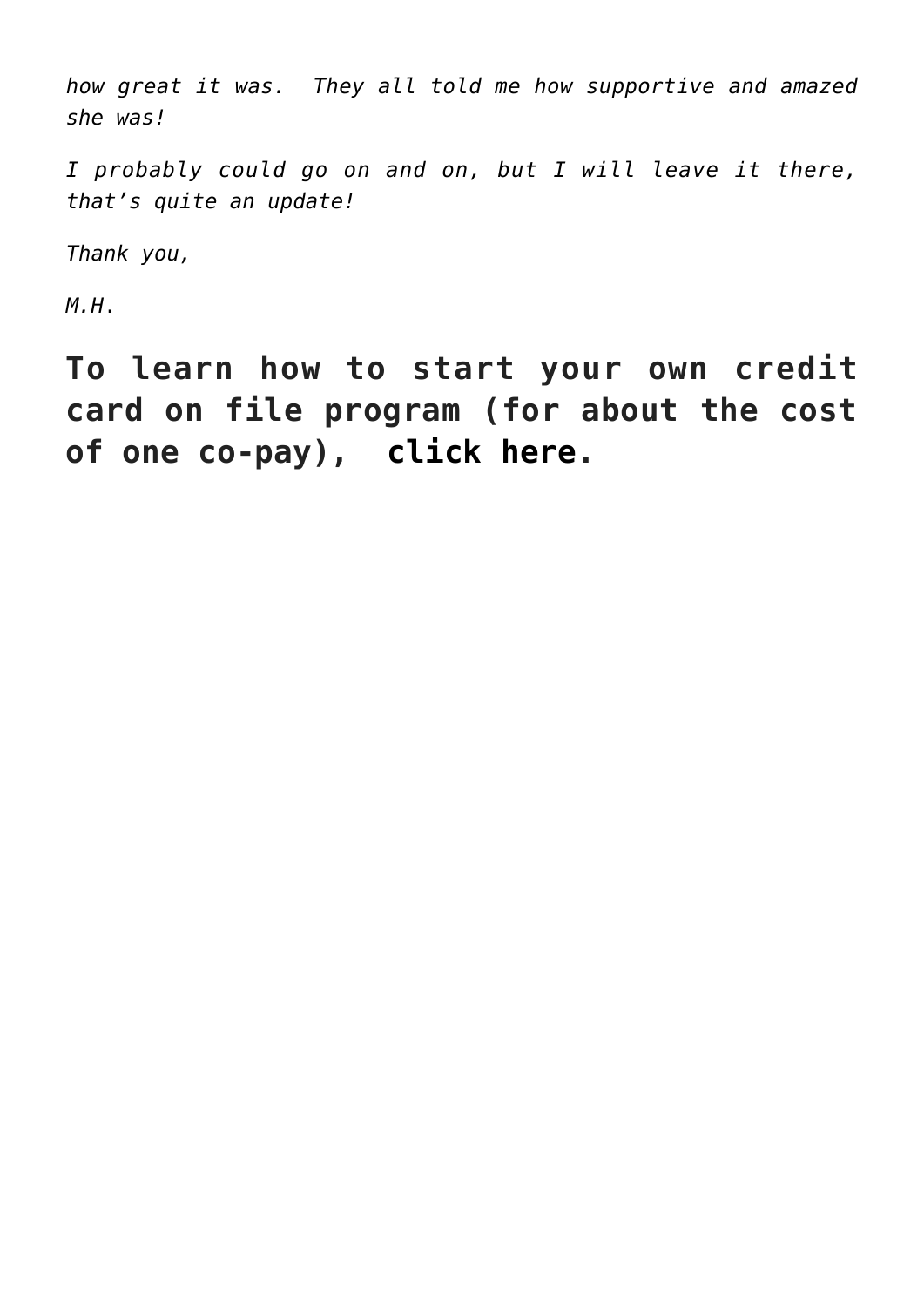*how great it was.  They all told me how supportive and amazed she was!*

*I probably could go on and on, but I will leave it there, that's quite an update!*

*Thank you,*

*M.H.*

**To learn how to start your own credit card on file program (for about the cost of one co-pay),  click here.**